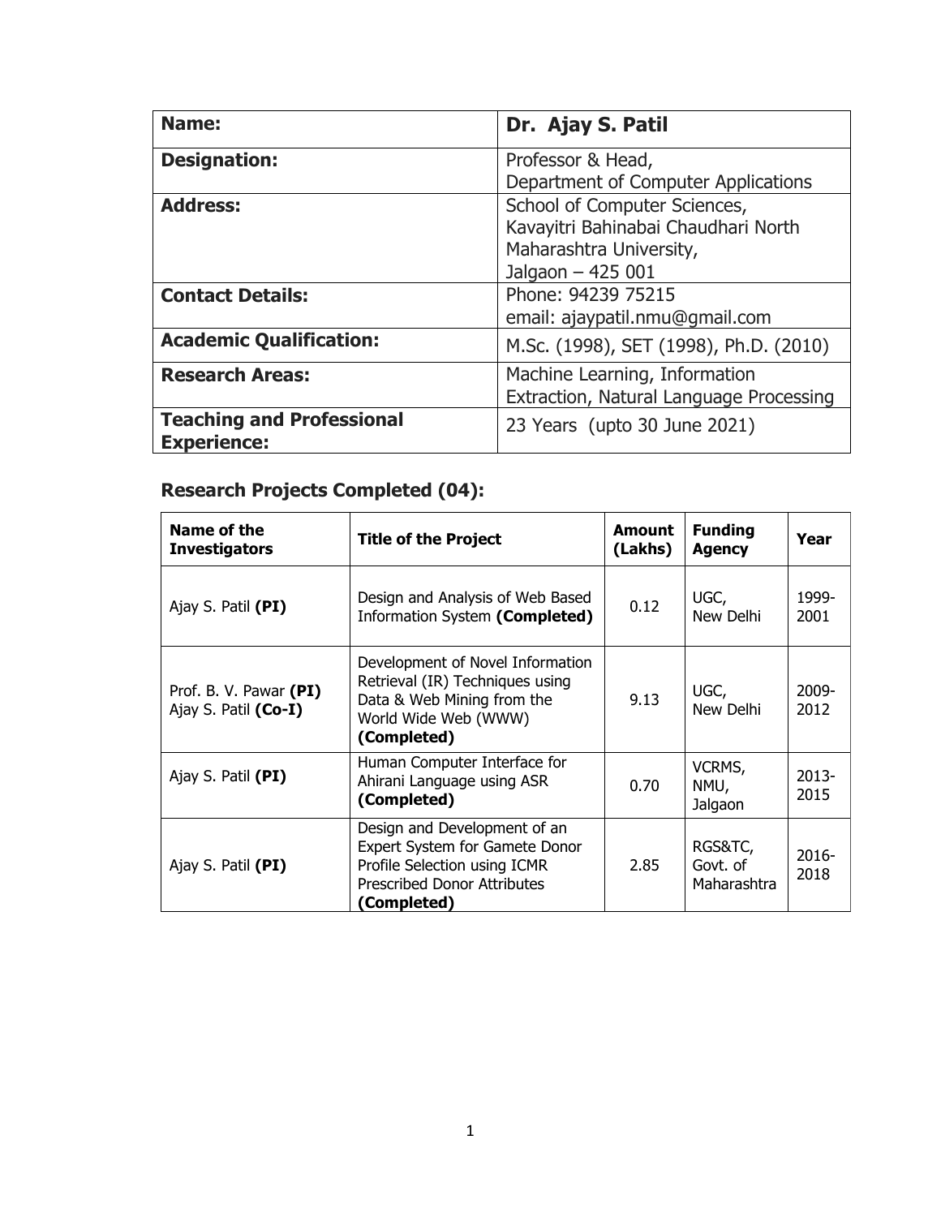| **Name:** | **Dr. Ajay S. Patil** |
|---|---|
| **Designation:** | Professor & Head,<br>Department of Computer Applications |
| **Address:** | School of Computer Sciences,<br>Kavayitri Bahinabai Chaudhari North Maharashtra University,<br>Jalgaon – 425 001 |
| **Contact Details:** | Phone: 94239 75215<br>email: ajaypatil.nmu@gmail.com |
| **Academic Qualification:** | M.Sc. (1998), SET (1998), Ph.D. (2010) |
| **Research Areas:** | Machine Learning, Information Extraction, Natural Language Processing |
| **Teaching and Professional Experience:** | 23 Years (upto 30 June 2021) |

## Research Projects Completed (04):

| Name of the Investigators | Title of the Project | Amount (Lakhs) | Funding Agency | Year |
|---|---|---|---|---|
| Ajay S. Patil **(PI)** | Design and Analysis of Web Based Information System **(Completed)** | 0.12 | UGC, New Delhi | 1999-2001 |
| Prof. B. V. Pawar **(PI)**<br>Ajay S. Patil **(Co-I)** | Development of Novel Information Retrieval (IR) Techniques using Data & Web Mining from the World Wide Web (WWW) **(Completed)** | 9.13 | UGC, New Delhi | 2009-2012 |
| Ajay S. Patil **(PI)** | Human Computer Interface for Ahirani Language using ASR **(Completed)** | 0.70 | VCRMS, NMU, Jalgaon | 2013-2015 |
| Ajay S. Patil **(PI)** | Design and Development of an Expert System for Gamete Donor Profile Selection using ICMR Prescribed Donor Attributes **(Completed)** | 2.85 | RGS&TC, Govt. of Maharashtra | 2016-2018 |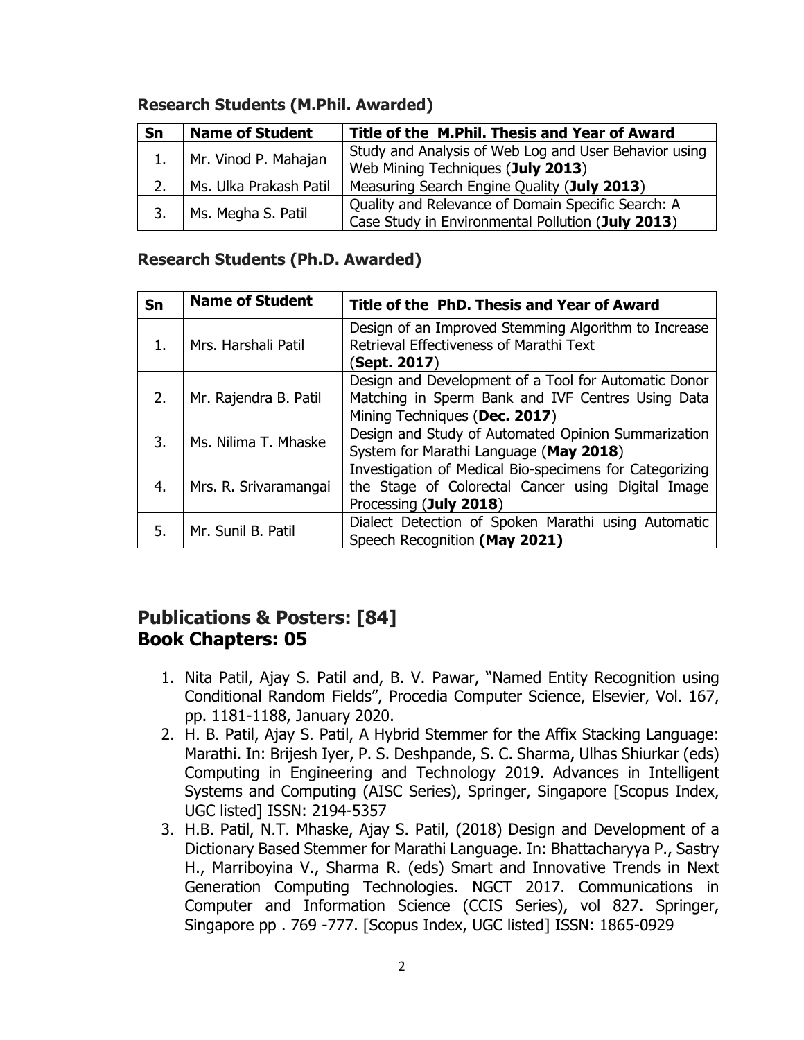### Research Students (M.Phil. Awarded)

| Sn | Name of Student | Title of the M.Phil. Thesis and Year of Award |
|---|---|---|
| 1. | Mr. Vinod P. Mahajan | Study and Analysis of Web Log and User Behavior using Web Mining Techniques (**July 2013**) |
| 2. | Ms. Ulka Prakash Patil | Measuring Search Engine Quality (**July 2013**) |
| 3. | Ms. Megha S. Patil | Quality and Relevance of Domain Specific Search: A Case Study in Environmental Pollution (**July 2013**) |

### Research Students (Ph.D. Awarded)

| Sn | Name of Student | Title of the PhD. Thesis and Year of Award |
|---|---|---|
| 1. | Mrs. Harshali Patil | Design of an Improved Stemming Algorithm to Increase Retrieval Effectiveness of Marathi Text (**Sept. 2017**) |
| 2. | Mr. Rajendra B. Patil | Design and Development of a Tool for Automatic Donor Matching in Sperm Bank and IVF Centres Using Data Mining Techniques (**Dec. 2017**) |
| 3. | Ms. Nilima T. Mhaske | Design and Study of Automated Opinion Summarization System for Marathi Language (**May 2018**) |
| 4. | Mrs. R. Srivaramangai | Investigation of Medical Bio-specimens for Categorizing the Stage of Colorectal Cancer using Digital Image Processing (**July 2018**) |
| 5. | Mr. Sunil B. Patil | Dialect Detection of Spoken Marathi using Automatic Speech Recognition **(May 2021)** |

## Publications & Posters: [84]
## Book Chapters: 05

1. Nita Patil, Ajay S. Patil and, B. V. Pawar, "Named Entity Recognition using Conditional Random Fields", Procedia Computer Science, Elsevier, Vol. 167, pp. 1181-1188, January 2020.
2. H. B. Patil, Ajay S. Patil, A Hybrid Stemmer for the Affix Stacking Language: Marathi. In: Brijesh Iyer, P. S. Deshpande, S. C. Sharma, Ulhas Shiurkar (eds) Computing in Engineering and Technology 2019. Advances in Intelligent Systems and Computing (AISC Series), Springer, Singapore [Scopus Index, UGC listed] ISSN: 2194-5357
3. H.B. Patil, N.T. Mhaske, Ajay S. Patil, (2018) Design and Development of a Dictionary Based Stemmer for Marathi Language. In: Bhattacharyya P., Sastry H., Marriboyina V., Sharma R. (eds) Smart and Innovative Trends in Next Generation Computing Technologies. NGCT 2017. Communications in Computer and Information Science (CCIS Series), vol 827. Springer, Singapore pp . 769 -777. [Scopus Index, UGC listed] ISSN: 1865-0929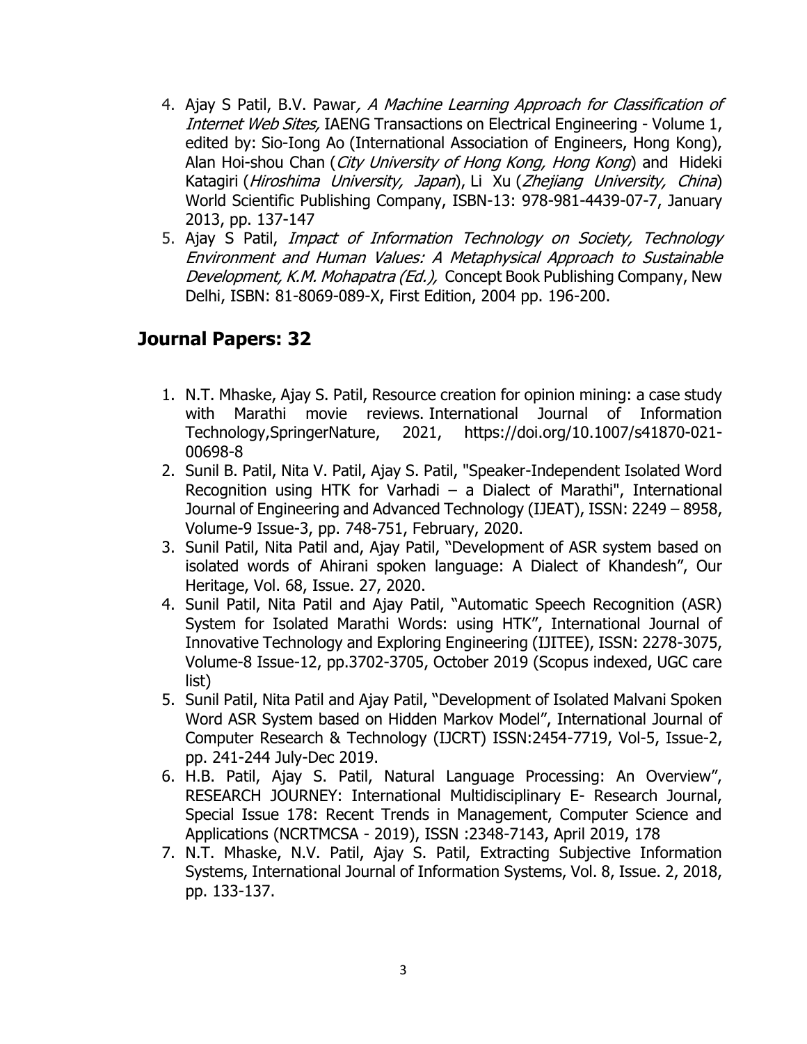4. Ajay S Patil, B.V. Pawar*, A Machine Learning Approach for Classification of Internet Web Sites,* IAENG Transactions on Electrical Engineering - Volume 1, edited by: Sio-Iong Ao (International Association of Engineers, Hong Kong), Alan Hoi-shou Chan (*City University of Hong Kong, Hong Kong*) and Hideki Katagiri (*Hiroshima University, Japan*), Li Xu (*Zhejiang University, China*) World Scientific Publishing Company, ISBN-13: 978-981-4439-07-7, January 2013, pp. 137-147
5. Ajay S Patil, *Impact of Information Technology on Society, Technology Environment and Human Values: A Metaphysical Approach to Sustainable Development, K.M. Mohapatra (Ed.),* Concept Book Publishing Company, New Delhi, ISBN: 81-8069-089-X, First Edition, 2004 pp. 196-200.

## Journal Papers: 32

1. N.T. Mhaske, Ajay S. Patil, Resource creation for opinion mining: a case study with Marathi movie reviews. International Journal of Information Technology,SpringerNature, 2021, https://doi.org/10.1007/s41870-021-00698-8
2. Sunil B. Patil, Nita V. Patil, Ajay S. Patil, "Speaker-Independent Isolated Word Recognition using HTK for Varhadi – a Dialect of Marathi", International Journal of Engineering and Advanced Technology (IJEAT), ISSN: 2249 – 8958, Volume-9 Issue-3, pp. 748-751, February, 2020.
3. Sunil Patil, Nita Patil and, Ajay Patil, "Development of ASR system based on isolated words of Ahirani spoken language: A Dialect of Khandesh", Our Heritage, Vol. 68, Issue. 27, 2020.
4. Sunil Patil, Nita Patil and Ajay Patil, "Automatic Speech Recognition (ASR) System for Isolated Marathi Words: using HTK", International Journal of Innovative Technology and Exploring Engineering (IJITEE), ISSN: 2278-3075, Volume-8 Issue-12, pp.3702-3705, October 2019 (Scopus indexed, UGC care list)
5. Sunil Patil, Nita Patil and Ajay Patil, "Development of Isolated Malvani Spoken Word ASR System based on Hidden Markov Model", International Journal of Computer Research & Technology (IJCRT) ISSN:2454-7719, Vol-5, Issue-2, pp. 241-244 July-Dec 2019.
6. H.B. Patil, Ajay S. Patil, Natural Language Processing: An Overview", RESEARCH JOURNEY: International Multidisciplinary E- Research Journal, Special Issue 178: Recent Trends in Management, Computer Science and Applications (NCRTMCSA - 2019), ISSN :2348-7143, April 2019, 178
7. N.T. Mhaske, N.V. Patil, Ajay S. Patil, Extracting Subjective Information Systems, International Journal of Information Systems, Vol. 8, Issue. 2, 2018, pp. 133-137.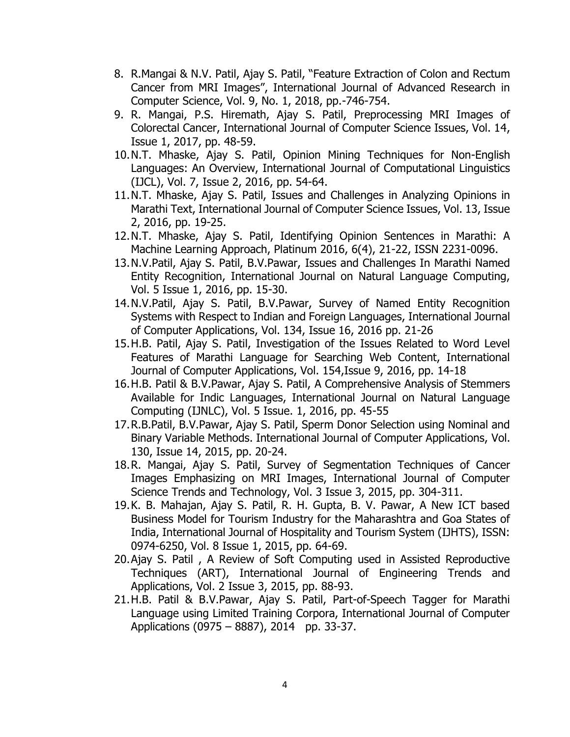8. R.Mangai & N.V. Patil, Ajay S. Patil, "Feature Extraction of Colon and Rectum Cancer from MRI Images", International Journal of Advanced Research in Computer Science, Vol. 9, No. 1, 2018, pp.-746-754.
9. R. Mangai, P.S. Hiremath, Ajay S. Patil, Preprocessing MRI Images of Colorectal Cancer, International Journal of Computer Science Issues, Vol. 14, Issue 1, 2017, pp. 48-59.
10. N.T. Mhaske, Ajay S. Patil, Opinion Mining Techniques for Non-English Languages: An Overview, International Journal of Computational Linguistics (IJCL), Vol. 7, Issue 2, 2016, pp. 54-64.
11. N.T. Mhaske, Ajay S. Patil, Issues and Challenges in Analyzing Opinions in Marathi Text, International Journal of Computer Science Issues, Vol. 13, Issue 2, 2016, pp. 19-25.
12. N.T. Mhaske, Ajay S. Patil, Identifying Opinion Sentences in Marathi: A Machine Learning Approach, Platinum 2016, 6(4), 21-22, ISSN 2231-0096.
13. N.V.Patil, Ajay S. Patil, B.V.Pawar, Issues and Challenges In Marathi Named Entity Recognition, International Journal on Natural Language Computing, Vol. 5 Issue 1, 2016, pp. 15-30.
14. N.V.Patil, Ajay S. Patil, B.V.Pawar, Survey of Named Entity Recognition Systems with Respect to Indian and Foreign Languages, International Journal of Computer Applications, Vol. 134, Issue 16, 2016 pp. 21-26
15. H.B. Patil, Ajay S. Patil, Investigation of the Issues Related to Word Level Features of Marathi Language for Searching Web Content, International Journal of Computer Applications, Vol. 154,Issue 9, 2016, pp. 14-18
16. H.B. Patil & B.V.Pawar, Ajay S. Patil, A Comprehensive Analysis of Stemmers Available for Indic Languages, International Journal on Natural Language Computing (IJNLC), Vol. 5 Issue. 1, 2016, pp. 45-55
17. R.B.Patil, B.V.Pawar, Ajay S. Patil, Sperm Donor Selection using Nominal and Binary Variable Methods. International Journal of Computer Applications, Vol. 130, Issue 14, 2015, pp. 20-24.
18. R. Mangai, Ajay S. Patil, Survey of Segmentation Techniques of Cancer Images Emphasizing on MRI Images, International Journal of Computer Science Trends and Technology, Vol. 3 Issue 3, 2015, pp. 304-311.
19. K. B. Mahajan, Ajay S. Patil, R. H. Gupta, B. V. Pawar, A New ICT based Business Model for Tourism Industry for the Maharashtra and Goa States of India, International Journal of Hospitality and Tourism System (IJHTS), ISSN: 0974-6250, Vol. 8 Issue 1, 2015, pp. 64-69.
20. Ajay S. Patil , A Review of Soft Computing used in Assisted Reproductive Techniques (ART), International Journal of Engineering Trends and Applications, Vol. 2 Issue 3, 2015, pp. 88-93.
21. H.B. Patil & B.V.Pawar, Ajay S. Patil, Part-of-Speech Tagger for Marathi Language using Limited Training Corpora, International Journal of Computer Applications (0975 – 8887), 2014 pp. 33-37.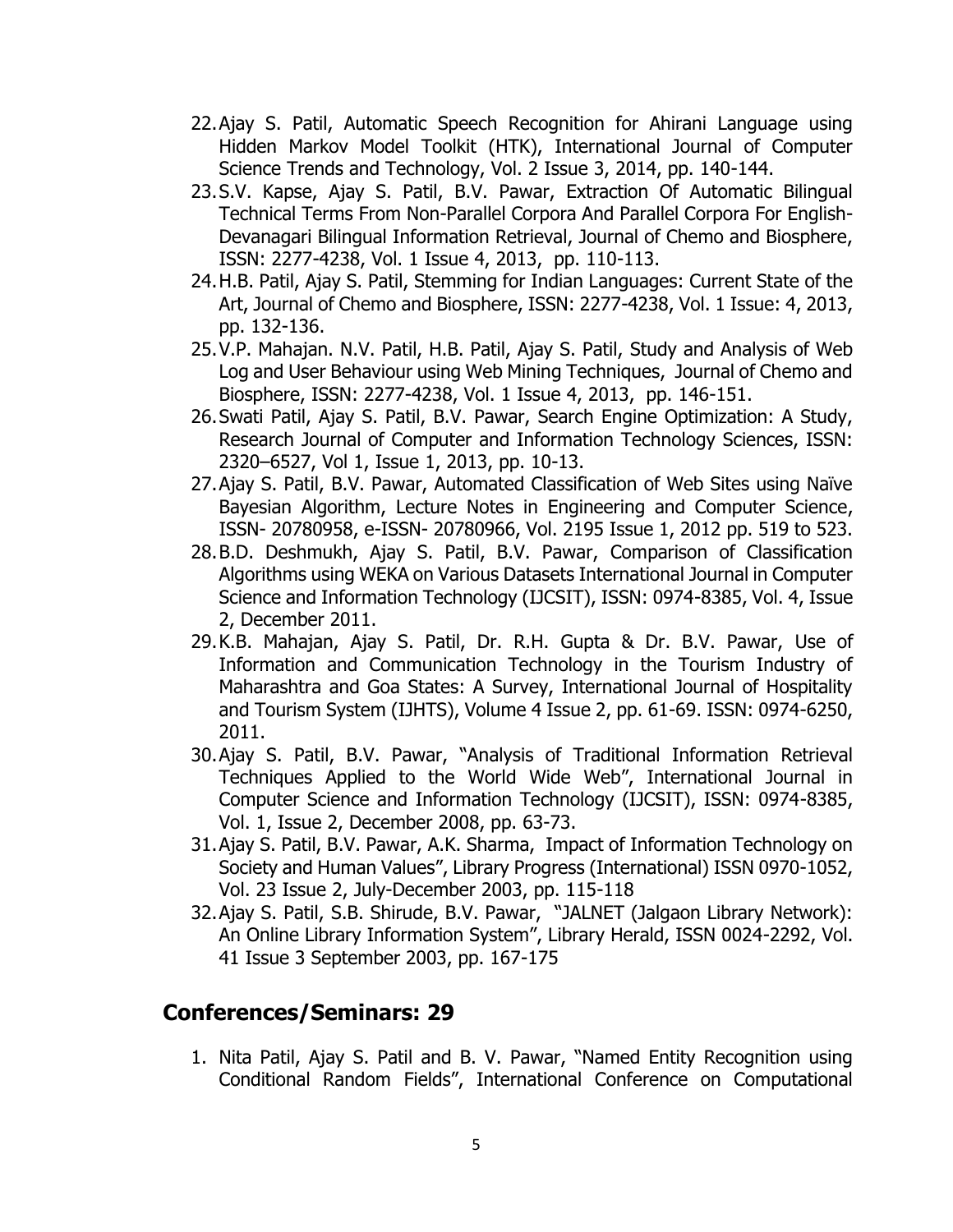22. Ajay S. Patil, Automatic Speech Recognition for Ahirani Language using Hidden Markov Model Toolkit (HTK), International Journal of Computer Science Trends and Technology, Vol. 2 Issue 3, 2014, pp. 140-144.
23. S.V. Kapse, Ajay S. Patil, B.V. Pawar, Extraction Of Automatic Bilingual Technical Terms From Non-Parallel Corpora And Parallel Corpora For English-Devanagari Bilingual Information Retrieval, Journal of Chemo and Biosphere, ISSN: 2277-4238, Vol. 1 Issue 4, 2013, pp. 110-113.
24. H.B. Patil, Ajay S. Patil, Stemming for Indian Languages: Current State of the Art, Journal of Chemo and Biosphere, ISSN: 2277-4238, Vol. 1 Issue: 4, 2013, pp. 132-136.
25. V.P. Mahajan. N.V. Patil, H.B. Patil, Ajay S. Patil, Study and Analysis of Web Log and User Behaviour using Web Mining Techniques, Journal of Chemo and Biosphere, ISSN: 2277-4238, Vol. 1 Issue 4, 2013, pp. 146-151.
26. Swati Patil, Ajay S. Patil, B.V. Pawar, Search Engine Optimization: A Study, Research Journal of Computer and Information Technology Sciences, ISSN: 2320–6527, Vol 1, Issue 1, 2013, pp. 10-13.
27. Ajay S. Patil, B.V. Pawar, Automated Classification of Web Sites using Naïve Bayesian Algorithm, Lecture Notes in Engineering and Computer Science, ISSN- 20780958, e-ISSN- 20780966, Vol. 2195 Issue 1, 2012 pp. 519 to 523.
28. B.D. Deshmukh, Ajay S. Patil, B.V. Pawar, Comparison of Classification Algorithms using WEKA on Various Datasets International Journal in Computer Science and Information Technology (IJCSIT), ISSN: 0974-8385, Vol. 4, Issue 2, December 2011.
29. K.B. Mahajan, Ajay S. Patil, Dr. R.H. Gupta & Dr. B.V. Pawar, Use of Information and Communication Technology in the Tourism Industry of Maharashtra and Goa States: A Survey, International Journal of Hospitality and Tourism System (IJHTS), Volume 4 Issue 2, pp. 61-69. ISSN: 0974-6250, 2011.
30. Ajay S. Patil, B.V. Pawar, "Analysis of Traditional Information Retrieval Techniques Applied to the World Wide Web", International Journal in Computer Science and Information Technology (IJCSIT), ISSN: 0974-8385, Vol. 1, Issue 2, December 2008, pp. 63-73.
31. Ajay S. Patil, B.V. Pawar, A.K. Sharma, Impact of Information Technology on Society and Human Values", Library Progress (International) ISSN 0970-1052, Vol. 23 Issue 2, July-December 2003, pp. 115-118
32. Ajay S. Patil, S.B. Shirude, B.V. Pawar, "JALNET (Jalgaon Library Network): An Online Library Information System", Library Herald, ISSN 0024-2292, Vol. 41 Issue 3 September 2003, pp. 167-175

## Conferences/Seminars: 29

1. Nita Patil, Ajay S. Patil and B. V. Pawar, "Named Entity Recognition using Conditional Random Fields", International Conference on Computational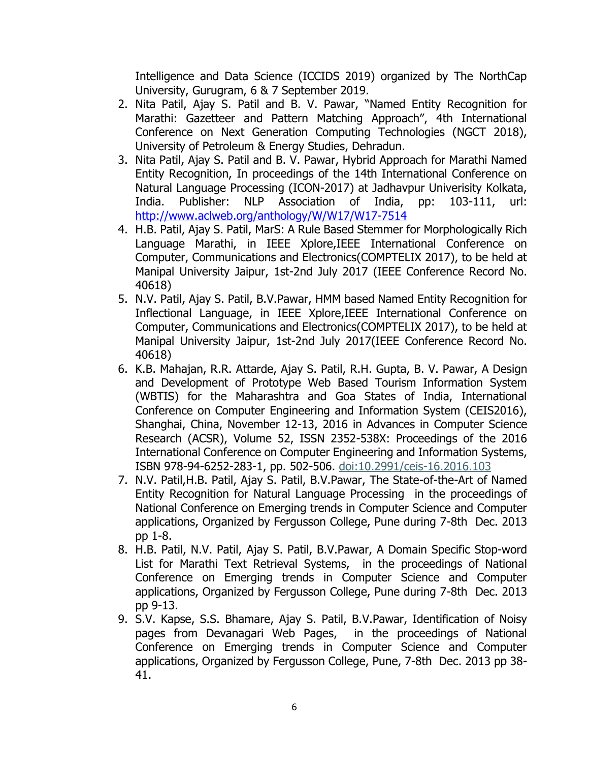Intelligence and Data Science (ICCIDS 2019) organized by The NorthCap University, Gurugram, 6 & 7 September 2019.

2. Nita Patil, Ajay S. Patil and B. V. Pawar, "Named Entity Recognition for Marathi: Gazetteer and Pattern Matching Approach", 4th International Conference on Next Generation Computing Technologies (NGCT 2018), University of Petroleum & Energy Studies, Dehradun.
3. Nita Patil, Ajay S. Patil and B. V. Pawar, Hybrid Approach for Marathi Named Entity Recognition, In proceedings of the 14th International Conference on Natural Language Processing (ICON-2017) at Jadhavpur Univerisity Kolkata, India. Publisher: NLP Association of India, pp: 103-111, url: http://www.aclweb.org/anthology/W/W17/W17-7514
4. H.B. Patil, Ajay S. Patil, MarS: A Rule Based Stemmer for Morphologically Rich Language Marathi, in IEEE Xplore,IEEE International Conference on Computer, Communications and Electronics(COMPTELIX 2017), to be held at Manipal University Jaipur, 1st-2nd July 2017 (IEEE Conference Record No. 40618)
5. N.V. Patil, Ajay S. Patil, B.V.Pawar, HMM based Named Entity Recognition for Inflectional Language, in IEEE Xplore,IEEE International Conference on Computer, Communications and Electronics(COMPTELIX 2017), to be held at Manipal University Jaipur, 1st-2nd July 2017(IEEE Conference Record No. 40618)
6. K.B. Mahajan, R.R. Attarde, Ajay S. Patil, R.H. Gupta, B. V. Pawar, A Design and Development of Prototype Web Based Tourism Information System (WBTIS) for the Maharashtra and Goa States of India, International Conference on Computer Engineering and Information System (CEIS2016), Shanghai, China, November 12-13, 2016 in Advances in Computer Science Research (ACSR), Volume 52, ISSN 2352-538X: Proceedings of the 2016 International Conference on Computer Engineering and Information Systems, ISBN 978-94-6252-283-1, pp. 502-506. doi:10.2991/ceis-16.2016.103
7. N.V. Patil,H.B. Patil, Ajay S. Patil, B.V.Pawar, The State-of-the-Art of Named Entity Recognition for Natural Language Processing in the proceedings of National Conference on Emerging trends in Computer Science and Computer applications, Organized by Fergusson College, Pune during 7-8th Dec. 2013 pp 1-8.
8. H.B. Patil, N.V. Patil, Ajay S. Patil, B.V.Pawar, A Domain Specific Stop-word List for Marathi Text Retrieval Systems, in the proceedings of National Conference on Emerging trends in Computer Science and Computer applications, Organized by Fergusson College, Pune during 7-8th Dec. 2013 pp 9-13.
9. S.V. Kapse, S.S. Bhamare, Ajay S. Patil, B.V.Pawar, Identification of Noisy pages from Devanagari Web Pages, in the proceedings of National Conference on Emerging trends in Computer Science and Computer applications, Organized by Fergusson College, Pune, 7-8th Dec. 2013 pp 38-41.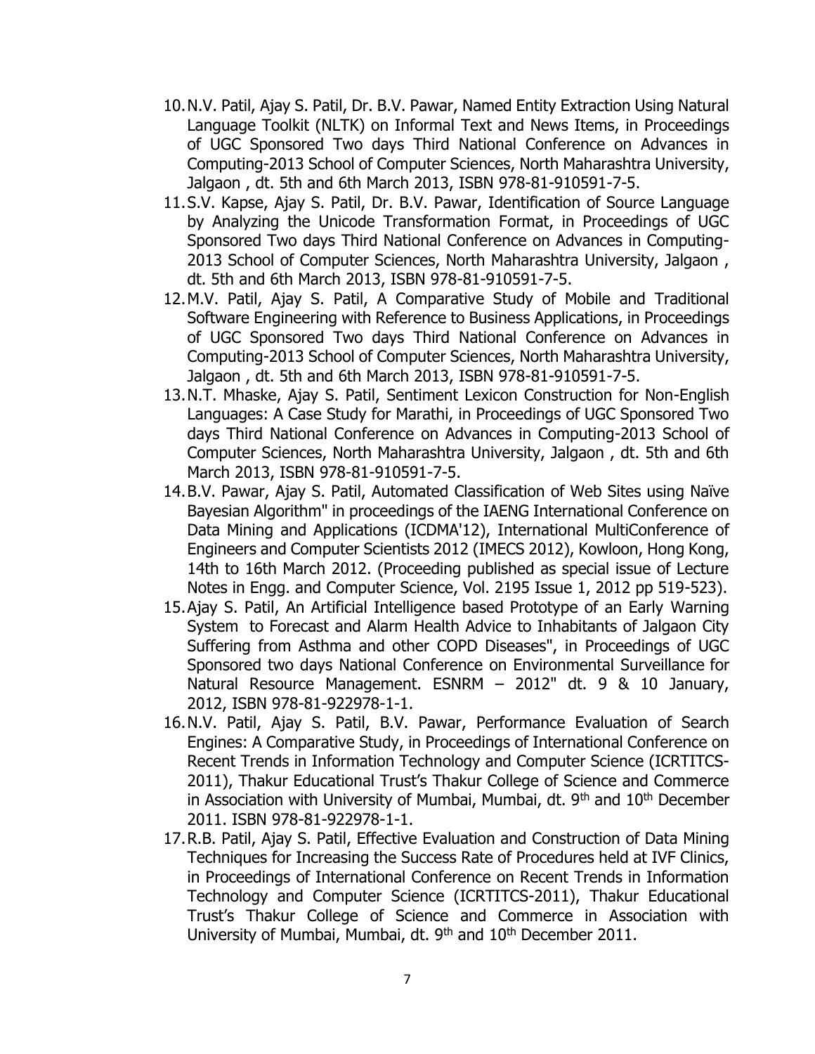10. N.V. Patil, Ajay S. Patil, Dr. B.V. Pawar, Named Entity Extraction Using Natural Language Toolkit (NLTK) on Informal Text and News Items, in Proceedings of UGC Sponsored Two days Third National Conference on Advances in Computing-2013 School of Computer Sciences, North Maharashtra University, Jalgaon , dt. 5th and 6th March 2013, ISBN 978-81-910591-7-5.
11. S.V. Kapse, Ajay S. Patil, Dr. B.V. Pawar, Identification of Source Language by Analyzing the Unicode Transformation Format, in Proceedings of UGC Sponsored Two days Third National Conference on Advances in Computing-2013 School of Computer Sciences, North Maharashtra University, Jalgaon , dt. 5th and 6th March 2013, ISBN 978-81-910591-7-5.
12. M.V. Patil, Ajay S. Patil, A Comparative Study of Mobile and Traditional Software Engineering with Reference to Business Applications, in Proceedings of UGC Sponsored Two days Third National Conference on Advances in Computing-2013 School of Computer Sciences, North Maharashtra University, Jalgaon , dt. 5th and 6th March 2013, ISBN 978-81-910591-7-5.
13. N.T. Mhaske, Ajay S. Patil, Sentiment Lexicon Construction for Non-English Languages: A Case Study for Marathi, in Proceedings of UGC Sponsored Two days Third National Conference on Advances in Computing-2013 School of Computer Sciences, North Maharashtra University, Jalgaon , dt. 5th and 6th March 2013, ISBN 978-81-910591-7-5.
14. B.V. Pawar, Ajay S. Patil, Automated Classification of Web Sites using Naïve Bayesian Algorithm" in proceedings of the IAENG International Conference on Data Mining and Applications (ICDMA'12), International MultiConference of Engineers and Computer Scientists 2012 (IMECS 2012), Kowloon, Hong Kong, 14th to 16th March 2012. (Proceeding published as special issue of Lecture Notes in Engg. and Computer Science, Vol. 2195 Issue 1, 2012 pp 519-523).
15. Ajay S. Patil, An Artificial Intelligence based Prototype of an Early Warning System to Forecast and Alarm Health Advice to Inhabitants of Jalgaon City Suffering from Asthma and other COPD Diseases", in Proceedings of UGC Sponsored two days National Conference on Environmental Surveillance for Natural Resource Management. ESNRM – 2012" dt. 9 & 10 January, 2012, ISBN 978-81-922978-1-1.
16. N.V. Patil, Ajay S. Patil, B.V. Pawar, Performance Evaluation of Search Engines: A Comparative Study, in Proceedings of International Conference on Recent Trends in Information Technology and Computer Science (ICRTITCS-2011), Thakur Educational Trust's Thakur College of Science and Commerce in Association with University of Mumbai, Mumbai, dt. 9th and 10th December 2011. ISBN 978-81-922978-1-1.
17. R.B. Patil, Ajay S. Patil, Effective Evaluation and Construction of Data Mining Techniques for Increasing the Success Rate of Procedures held at IVF Clinics, in Proceedings of International Conference on Recent Trends in Information Technology and Computer Science (ICRTITCS-2011), Thakur Educational Trust's Thakur College of Science and Commerce in Association with University of Mumbai, Mumbai, dt. 9th and 10th December 2011.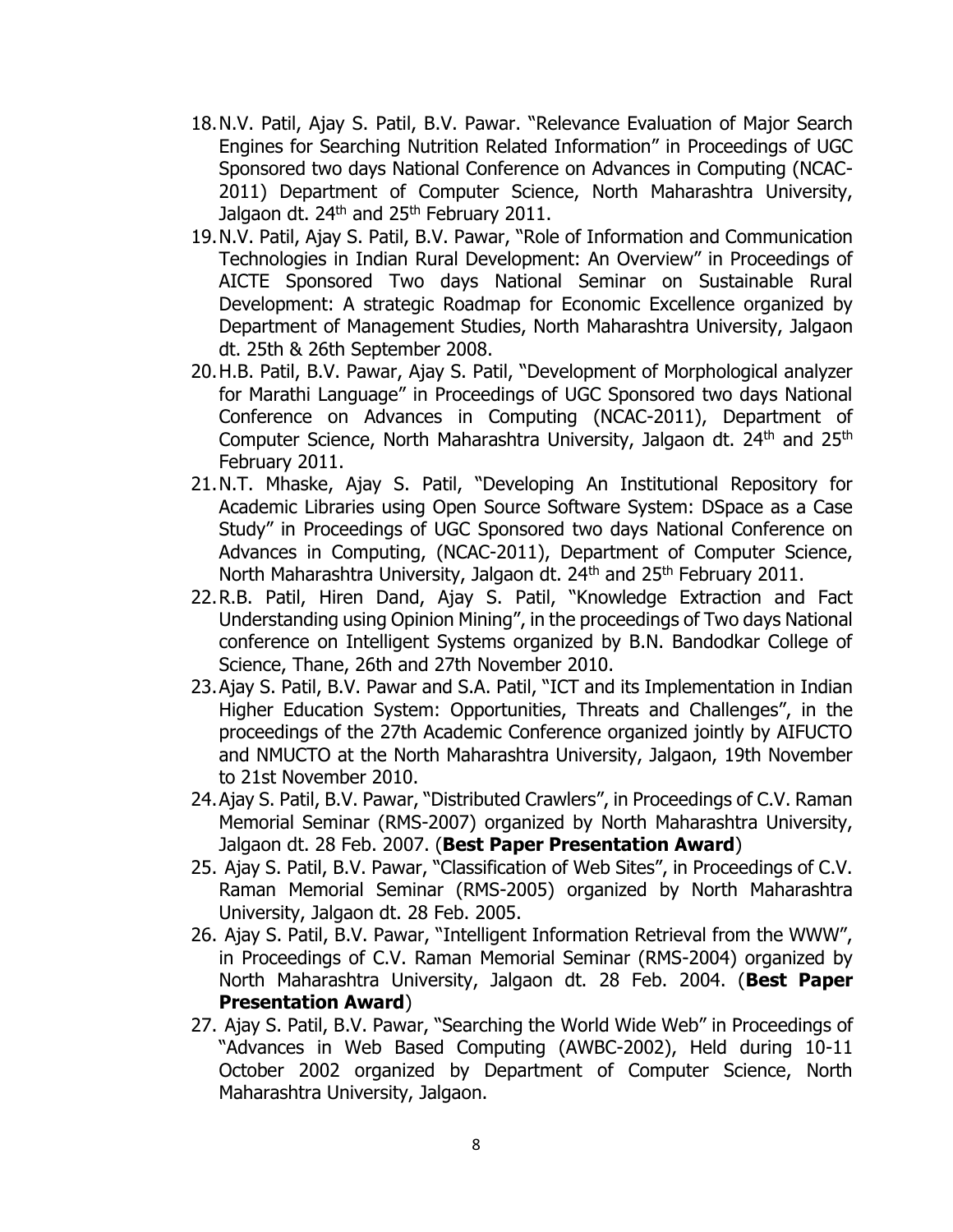18. N.V. Patil, Ajay S. Patil, B.V. Pawar. "Relevance Evaluation of Major Search Engines for Searching Nutrition Related Information" in Proceedings of UGC Sponsored two days National Conference on Advances in Computing (NCAC-2011) Department of Computer Science, North Maharashtra University, Jalgaon dt. 24th and 25th February 2011.
19. N.V. Patil, Ajay S. Patil, B.V. Pawar, "Role of Information and Communication Technologies in Indian Rural Development: An Overview" in Proceedings of AICTE Sponsored Two days National Seminar on Sustainable Rural Development: A strategic Roadmap for Economic Excellence organized by Department of Management Studies, North Maharashtra University, Jalgaon dt. 25th & 26th September 2008.
20. H.B. Patil, B.V. Pawar, Ajay S. Patil, "Development of Morphological analyzer for Marathi Language" in Proceedings of UGC Sponsored two days National Conference on Advances in Computing (NCAC-2011), Department of Computer Science, North Maharashtra University, Jalgaon dt. 24th and 25th February 2011.
21. N.T. Mhaske, Ajay S. Patil, "Developing An Institutional Repository for Academic Libraries using Open Source Software System: DSpace as a Case Study" in Proceedings of UGC Sponsored two days National Conference on Advances in Computing, (NCAC-2011), Department of Computer Science, North Maharashtra University, Jalgaon dt. 24th and 25th February 2011.
22. R.B. Patil, Hiren Dand, Ajay S. Patil, "Knowledge Extraction and Fact Understanding using Opinion Mining", in the proceedings of Two days National conference on Intelligent Systems organized by B.N. Bandodkar College of Science, Thane, 26th and 27th November 2010.
23. Ajay S. Patil, B.V. Pawar and S.A. Patil, "ICT and its Implementation in Indian Higher Education System: Opportunities, Threats and Challenges", in the proceedings of the 27th Academic Conference organized jointly by AIFUCTO and NMUCTO at the North Maharashtra University, Jalgaon, 19th November to 21st November 2010.
24. Ajay S. Patil, B.V. Pawar, "Distributed Crawlers", in Proceedings of C.V. Raman Memorial Seminar (RMS-2007) organized by North Maharashtra University, Jalgaon dt. 28 Feb. 2007. (**Best Paper Presentation Award**)
25. Ajay S. Patil, B.V. Pawar, "Classification of Web Sites", in Proceedings of C.V. Raman Memorial Seminar (RMS-2005) organized by North Maharashtra University, Jalgaon dt. 28 Feb. 2005.
26. Ajay S. Patil, B.V. Pawar, "Intelligent Information Retrieval from the WWW", in Proceedings of C.V. Raman Memorial Seminar (RMS-2004) organized by North Maharashtra University, Jalgaon dt. 28 Feb. 2004. (**Best Paper Presentation Award**)
27. Ajay S. Patil, B.V. Pawar, "Searching the World Wide Web" in Proceedings of "Advances in Web Based Computing (AWBC-2002), Held during 10-11 October 2002 organized by Department of Computer Science, North Maharashtra University, Jalgaon.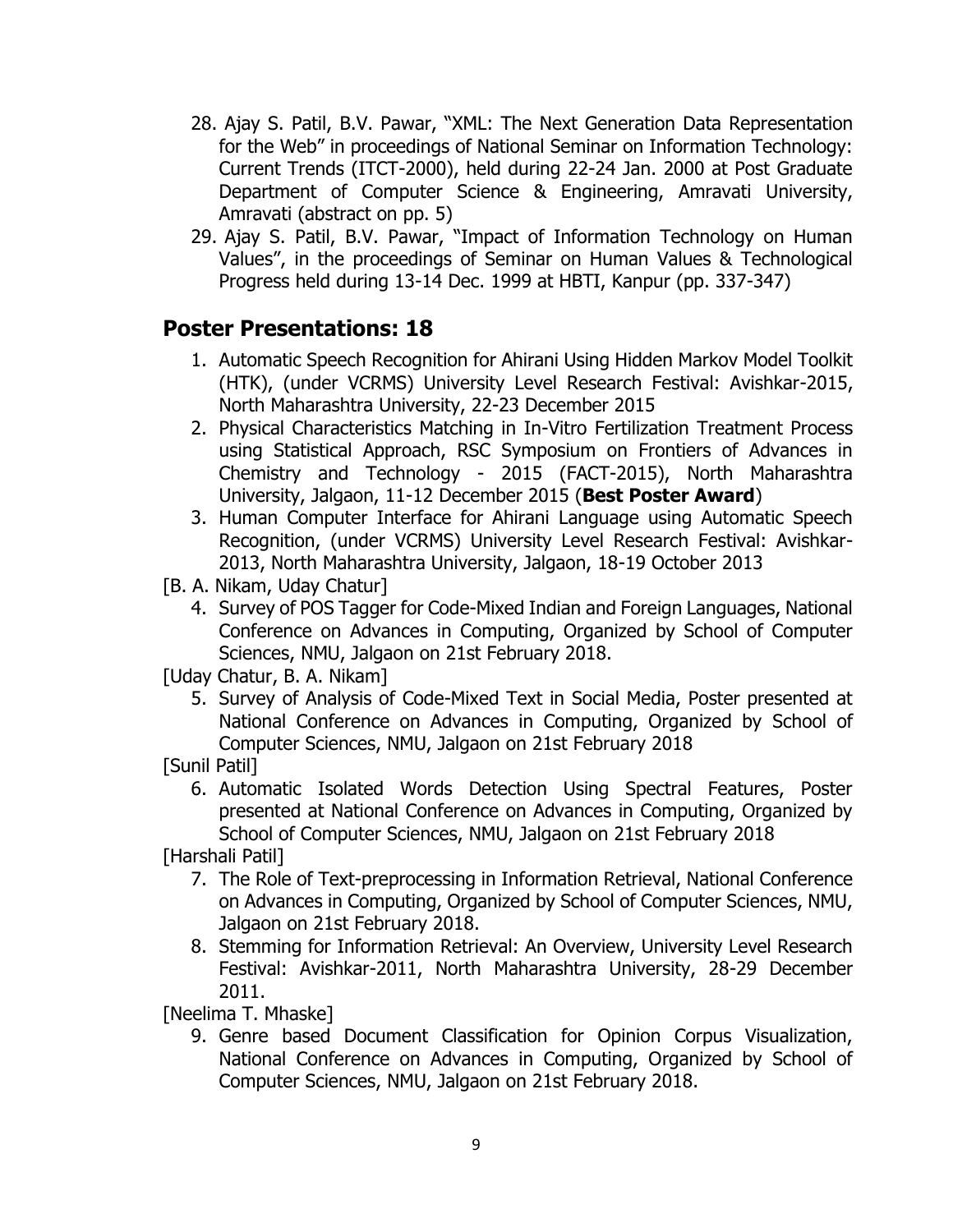28. Ajay S. Patil, B.V. Pawar, "XML: The Next Generation Data Representation for the Web" in proceedings of National Seminar on Information Technology: Current Trends (ITCT-2000), held during 22-24 Jan. 2000 at Post Graduate Department of Computer Science & Engineering, Amravati University, Amravati (abstract on pp. 5)
29. Ajay S. Patil, B.V. Pawar, "Impact of Information Technology on Human Values", in the proceedings of Seminar on Human Values & Technological Progress held during 13-14 Dec. 1999 at HBTI, Kanpur (pp. 337-347)

## Poster Presentations: 18

1. Automatic Speech Recognition for Ahirani Using Hidden Markov Model Toolkit (HTK), (under VCRMS) University Level Research Festival: Avishkar-2015, North Maharashtra University, 22-23 December 2015
2. Physical Characteristics Matching in In-Vitro Fertilization Treatment Process using Statistical Approach, RSC Symposium on Frontiers of Advances in Chemistry and Technology - 2015 (FACT-2015), North Maharashtra University, Jalgaon, 11-12 December 2015 (**Best Poster Award**)
3. Human Computer Interface for Ahirani Language using Automatic Speech Recognition, (under VCRMS) University Level Research Festival: Avishkar-2013, North Maharashtra University, Jalgaon, 18-19 October 2013

[B. A. Nikam, Uday Chatur]

4. Survey of POS Tagger for Code-Mixed Indian and Foreign Languages, National Conference on Advances in Computing, Organized by School of Computer Sciences, NMU, Jalgaon on 21st February 2018.

[Uday Chatur, B. A. Nikam]

5. Survey of Analysis of Code-Mixed Text in Social Media, Poster presented at National Conference on Advances in Computing, Organized by School of Computer Sciences, NMU, Jalgaon on 21st February 2018

[Sunil Patil]

6. Automatic Isolated Words Detection Using Spectral Features, Poster presented at National Conference on Advances in Computing, Organized by School of Computer Sciences, NMU, Jalgaon on 21st February 2018

[Harshali Patil]

7. The Role of Text-preprocessing in Information Retrieval, National Conference on Advances in Computing, Organized by School of Computer Sciences, NMU, Jalgaon on 21st February 2018.
8. Stemming for Information Retrieval: An Overview, University Level Research Festival: Avishkar-2011, North Maharashtra University, 28-29 December 2011.

[Neelima T. Mhaske]

9. Genre based Document Classification for Opinion Corpus Visualization, National Conference on Advances in Computing, Organized by School of Computer Sciences, NMU, Jalgaon on 21st February 2018.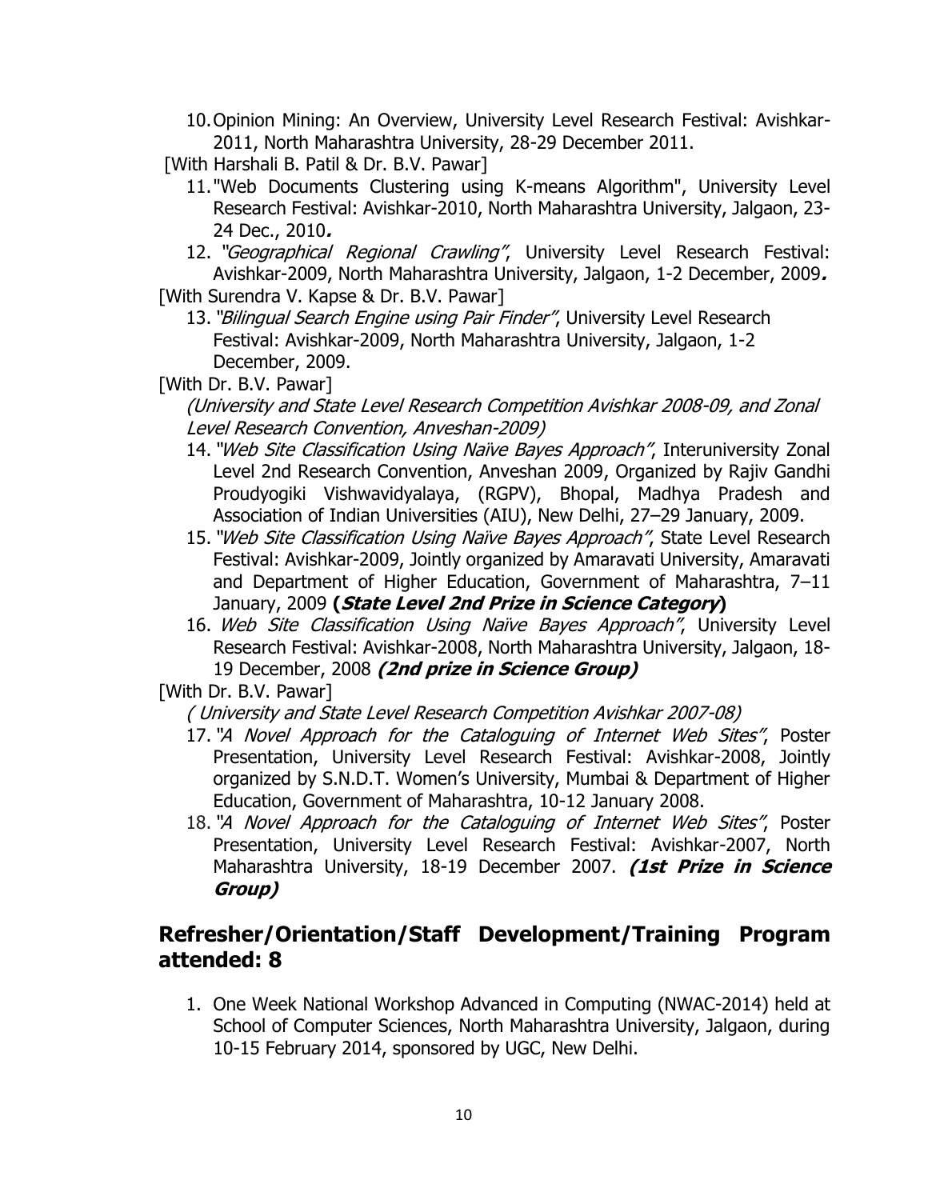10. Opinion Mining: An Overview, University Level Research Festival: Avishkar-2011, North Maharashtra University, 28-29 December 2011.

[With Harshali B. Patil & Dr. B.V. Pawar]

11. "Web Documents Clustering using K-means Algorithm", University Level Research Festival: Avishkar-2010, North Maharashtra University, Jalgaon, 23-24 Dec., 2010**.**
12. *"Geographical Regional Crawling"*, University Level Research Festival: Avishkar-2009, North Maharashtra University, Jalgaon, 1-2 December, 2009**.**

[With Surendra V. Kapse & Dr. B.V. Pawar]

13. *"Bilingual Search Engine using Pair Finder"*, University Level Research Festival: Avishkar-2009, North Maharashtra University, Jalgaon, 1-2 December, 2009.

[With Dr. B.V. Pawar]

*(University and State Level Research Competition Avishkar 2008-09, and Zonal Level Research Convention, Anveshan-2009)*

14. *"Web Site Classification Using Naïve Bayes Approach"*, Interuniversity Zonal Level 2nd Research Convention, Anveshan 2009, Organized by Rajiv Gandhi Proudyogiki Vishwavidyalaya, (RGPV), Bhopal, Madhya Pradesh and Association of Indian Universities (AIU), New Delhi, 27–29 January, 2009.
15. *"Web Site Classification Using Naïve Bayes Approach"*, State Level Research Festival: Avishkar-2009, Jointly organized by Amaravati University, Amaravati and Department of Higher Education, Government of Maharashtra, 7–11 January, 2009 **(*State Level 2nd Prize in Science Category*)**
16. *Web Site Classification Using Naïve Bayes Approach"*, University Level Research Festival: Avishkar-2008, North Maharashtra University, Jalgaon, 18-19 December, 2008 ***(2nd prize in Science Group)***

[With Dr. B.V. Pawar]

*( University and State Level Research Competition Avishkar 2007-08)*

17. *"A Novel Approach for the Cataloguing of Internet Web Sites"*, Poster Presentation, University Level Research Festival: Avishkar-2008, Jointly organized by S.N.D.T. Women's University, Mumbai & Department of Higher Education, Government of Maharashtra, 10-12 January 2008.
18. *"A Novel Approach for the Cataloguing of Internet Web Sites"*, Poster Presentation, University Level Research Festival: Avishkar-2007, North Maharashtra University, 18-19 December 2007. ***(1st Prize in Science Group)***

## Refresher/Orientation/Staff Development/Training Program attended: 8

1. One Week National Workshop Advanced in Computing (NWAC-2014) held at School of Computer Sciences, North Maharashtra University, Jalgaon, during 10-15 February 2014, sponsored by UGC, New Delhi.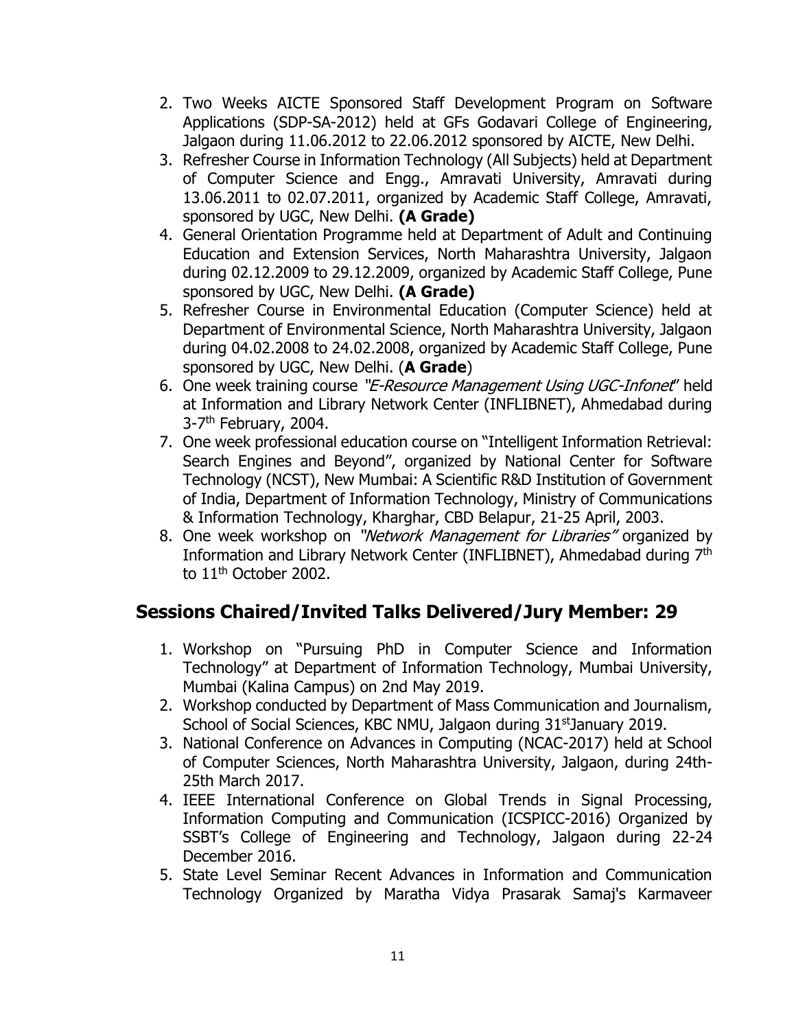2. Two Weeks AICTE Sponsored Staff Development Program on Software Applications (SDP-SA-2012) held at GFs Godavari College of Engineering, Jalgaon during 11.06.2012 to 22.06.2012 sponsored by AICTE, New Delhi.
3. Refresher Course in Information Technology (All Subjects) held at Department of Computer Science and Engg., Amravati University, Amravati during 13.06.2011 to 02.07.2011, organized by Academic Staff College, Amravati, sponsored by UGC, New Delhi. **(A Grade)**
4. General Orientation Programme held at Department of Adult and Continuing Education and Extension Services, North Maharashtra University, Jalgaon during 02.12.2009 to 29.12.2009, organized by Academic Staff College, Pune sponsored by UGC, New Delhi. **(A Grade)**
5. Refresher Course in Environmental Education (Computer Science) held at Department of Environmental Science, North Maharashtra University, Jalgaon during 04.02.2008 to 24.02.2008, organized by Academic Staff College, Pune sponsored by UGC, New Delhi. (**A Grade**)
6. One week training course *"E-Resource Management Using UGC-Infonet"* held at Information and Library Network Center (INFLIBNET), Ahmedabad during 3-7th February, 2004.
7. One week professional education course on "Intelligent Information Retrieval: Search Engines and Beyond", organized by National Center for Software Technology (NCST), New Mumbai: A Scientific R&D Institution of Government of India, Department of Information Technology, Ministry of Communications & Information Technology, Kharghar, CBD Belapur, 21-25 April, 2003.
8. One week workshop on *"Network Management for Libraries"* organized by Information and Library Network Center (INFLIBNET), Ahmedabad during 7th to 11th October 2002.

## Sessions Chaired/Invited Talks Delivered/Jury Member: 29

1. Workshop on "Pursuing PhD in Computer Science and Information Technology" at Department of Information Technology, Mumbai University, Mumbai (Kalina Campus) on 2nd May 2019.
2. Workshop conducted by Department of Mass Communication and Journalism, School of Social Sciences, KBC NMU, Jalgaon during 31st January 2019.
3. National Conference on Advances in Computing (NCAC-2017) held at School of Computer Sciences, North Maharashtra University, Jalgaon, during 24th-25th March 2017.
4. IEEE International Conference on Global Trends in Signal Processing, Information Computing and Communication (ICSPICC-2016) Organized by SSBT's College of Engineering and Technology, Jalgaon during 22-24 December 2016.
5. State Level Seminar Recent Advances in Information and Communication Technology Organized by Maratha Vidya Prasarak Samaj's Karmaveer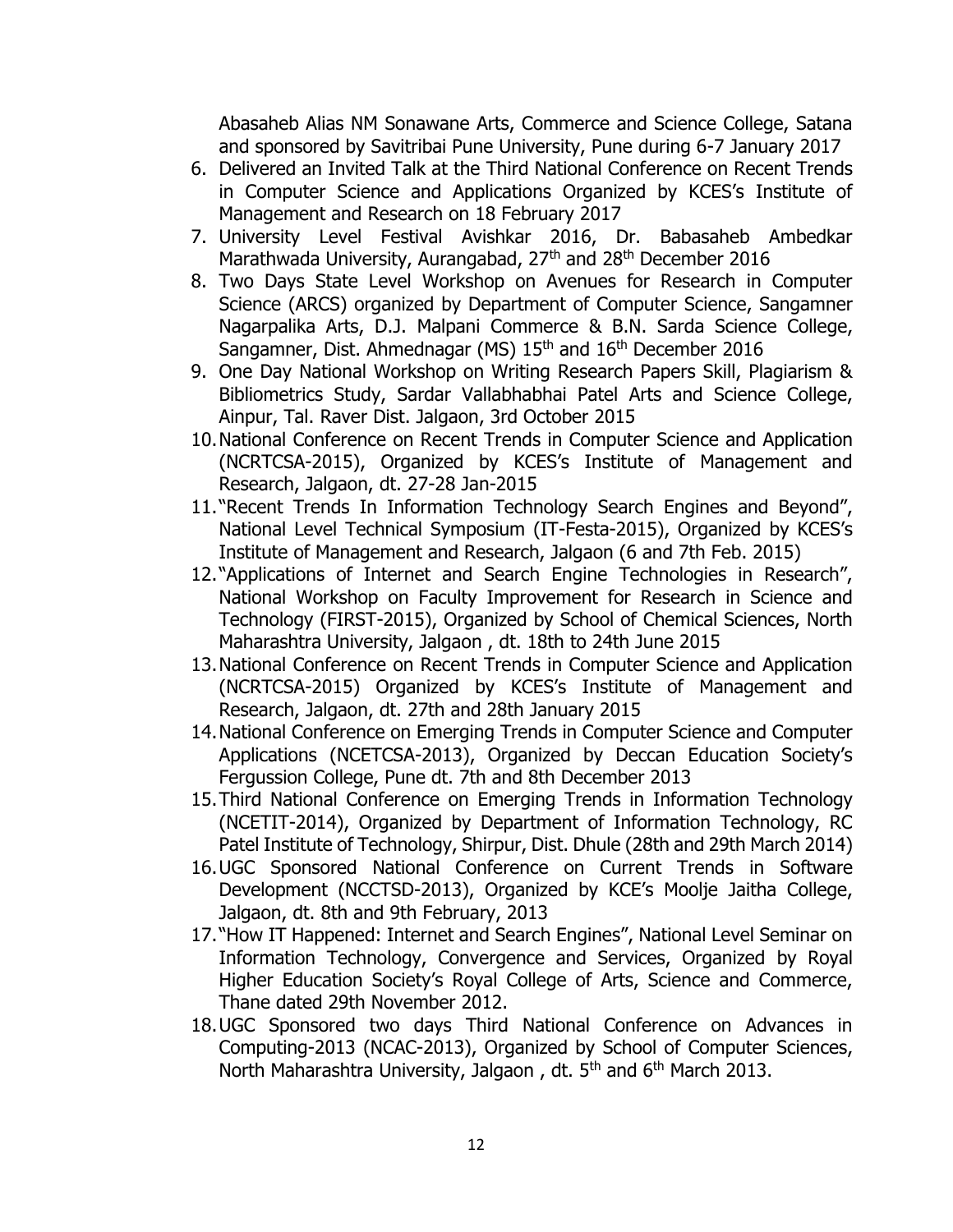Abasaheb Alias NM Sonawane Arts, Commerce and Science College, Satana and sponsored by Savitribai Pune University, Pune during 6-7 January 2017

6. Delivered an Invited Talk at the Third National Conference on Recent Trends in Computer Science and Applications Organized by KCES's Institute of Management and Research on 18 February 2017
7. University Level Festival Avishkar 2016, Dr. Babasaheb Ambedkar Marathwada University, Aurangabad, 27th and 28th December 2016
8. Two Days State Level Workshop on Avenues for Research in Computer Science (ARCS) organized by Department of Computer Science, Sangamner Nagarpalika Arts, D.J. Malpani Commerce & B.N. Sarda Science College, Sangamner, Dist. Ahmednagar (MS) 15th and 16th December 2016
9. One Day National Workshop on Writing Research Papers Skill, Plagiarism & Bibliometrics Study, Sardar Vallabhabhai Patel Arts and Science College, Ainpur, Tal. Raver Dist. Jalgaon, 3rd October 2015
10. National Conference on Recent Trends in Computer Science and Application (NCRTCSA-2015), Organized by KCES's Institute of Management and Research, Jalgaon, dt. 27-28 Jan-2015
11. "Recent Trends In Information Technology Search Engines and Beyond", National Level Technical Symposium (IT-Festa-2015), Organized by KCES's Institute of Management and Research, Jalgaon (6 and 7th Feb. 2015)
12. "Applications of Internet and Search Engine Technologies in Research", National Workshop on Faculty Improvement for Research in Science and Technology (FIRST-2015), Organized by School of Chemical Sciences, North Maharashtra University, Jalgaon , dt. 18th to 24th June 2015
13. National Conference on Recent Trends in Computer Science and Application (NCRTCSA-2015) Organized by KCES's Institute of Management and Research, Jalgaon, dt. 27th and 28th January 2015
14. National Conference on Emerging Trends in Computer Science and Computer Applications (NCETCSA-2013), Organized by Deccan Education Society's Fergussion College, Pune dt. 7th and 8th December 2013
15. Third National Conference on Emerging Trends in Information Technology (NCETIT-2014), Organized by Department of Information Technology, RC Patel Institute of Technology, Shirpur, Dist. Dhule (28th and 29th March 2014)
16. UGC Sponsored National Conference on Current Trends in Software Development (NCCTSD-2013), Organized by KCE's Moolje Jaitha College, Jalgaon, dt. 8th and 9th February, 2013
17. "How IT Happened: Internet and Search Engines", National Level Seminar on Information Technology, Convergence and Services, Organized by Royal Higher Education Society's Royal College of Arts, Science and Commerce, Thane dated 29th November 2012.
18. UGC Sponsored two days Third National Conference on Advances in Computing-2013 (NCAC-2013), Organized by School of Computer Sciences, North Maharashtra University, Jalgaon , dt. 5th and 6th March 2013.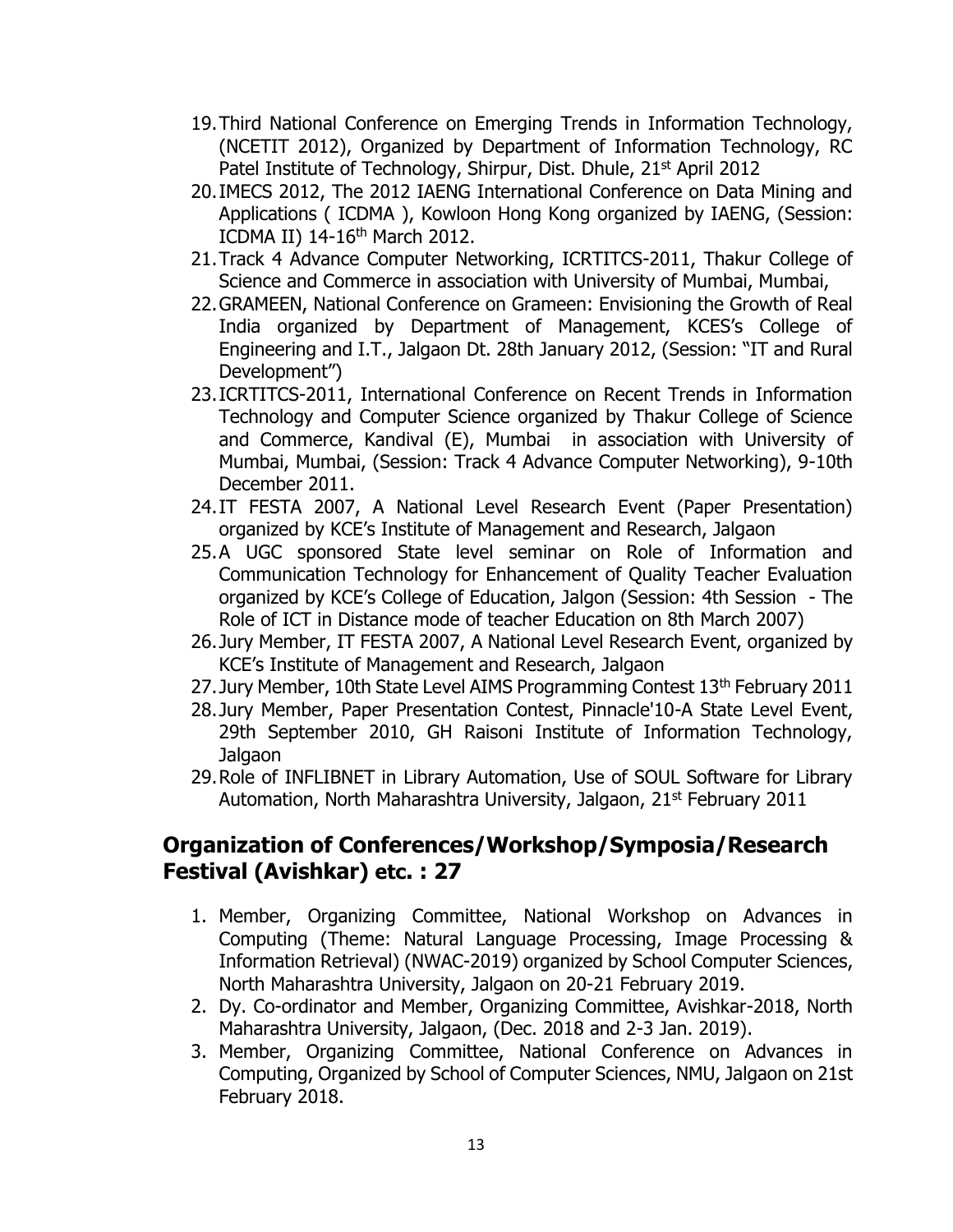19. Third National Conference on Emerging Trends in Information Technology, (NCETIT 2012), Organized by Department of Information Technology, RC Patel Institute of Technology, Shirpur, Dist. Dhule, 21st April 2012
20. IMECS 2012, The 2012 IAENG International Conference on Data Mining and Applications ( ICDMA ), Kowloon Hong Kong organized by IAENG, (Session: ICDMA II) 14-16th March 2012.
21. Track 4 Advance Computer Networking, ICRTITCS-2011, Thakur College of Science and Commerce in association with University of Mumbai, Mumbai,
22. GRAMEEN, National Conference on Grameen: Envisioning the Growth of Real India organized by Department of Management, KCES's College of Engineering and I.T., Jalgaon Dt. 28th January 2012, (Session: "IT and Rural Development")
23. ICRTITCS-2011, International Conference on Recent Trends in Information Technology and Computer Science organized by Thakur College of Science and Commerce, Kandival (E), Mumbai in association with University of Mumbai, Mumbai, (Session: Track 4 Advance Computer Networking), 9-10th December 2011.
24. IT FESTA 2007, A National Level Research Event (Paper Presentation) organized by KCE's Institute of Management and Research, Jalgaon
25. A UGC sponsored State level seminar on Role of Information and Communication Technology for Enhancement of Quality Teacher Evaluation organized by KCE's College of Education, Jalgon (Session: 4th Session - The Role of ICT in Distance mode of teacher Education on 8th March 2007)
26. Jury Member, IT FESTA 2007, A National Level Research Event, organized by KCE's Institute of Management and Research, Jalgaon
27. Jury Member, 10th State Level AIMS Programming Contest 13th February 2011
28. Jury Member, Paper Presentation Contest, Pinnacle'10-A State Level Event, 29th September 2010, GH Raisoni Institute of Information Technology, Jalgaon
29. Role of INFLIBNET in Library Automation, Use of SOUL Software for Library Automation, North Maharashtra University, Jalgaon, 21st February 2011

## Organization of Conferences/Workshop/Symposia/Research Festival (Avishkar) etc. : 27

1. Member, Organizing Committee, National Workshop on Advances in Computing (Theme: Natural Language Processing, Image Processing & Information Retrieval) (NWAC-2019) organized by School Computer Sciences, North Maharashtra University, Jalgaon on 20-21 February 2019.
2. Dy. Co-ordinator and Member, Organizing Committee, Avishkar-2018, North Maharashtra University, Jalgaon, (Dec. 2018 and 2-3 Jan. 2019).
3. Member, Organizing Committee, National Conference on Advances in Computing, Organized by School of Computer Sciences, NMU, Jalgaon on 21st February 2018.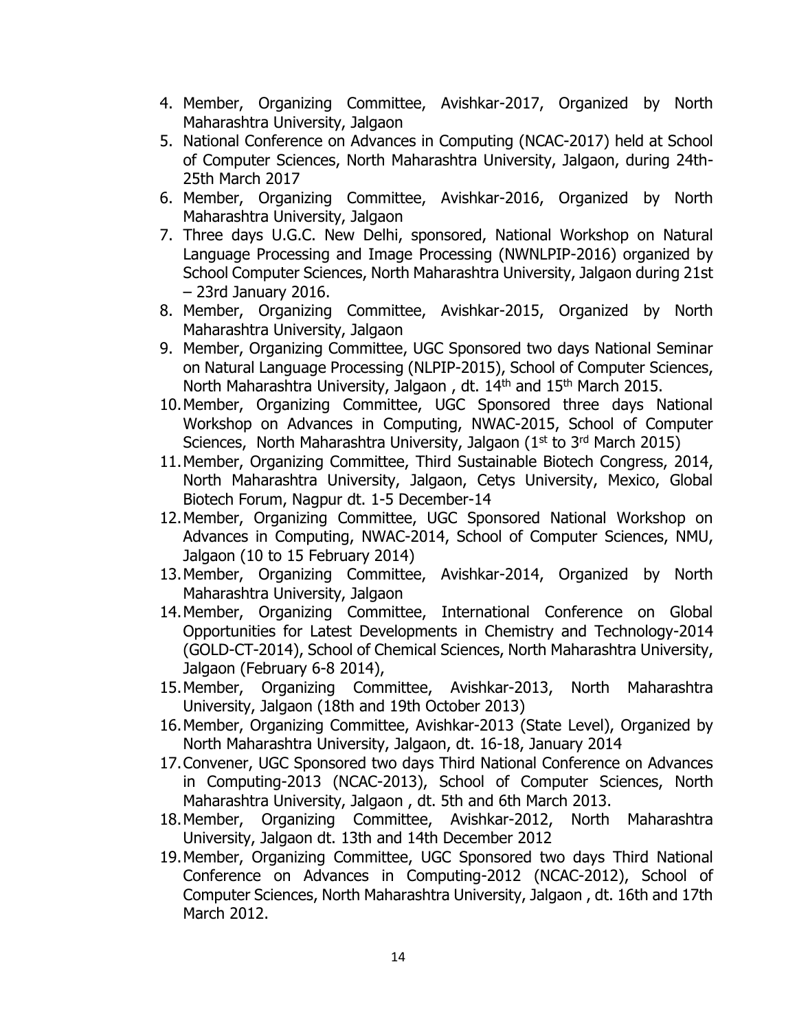4. Member, Organizing Committee, Avishkar-2017, Organized by North Maharashtra University, Jalgaon
5. National Conference on Advances in Computing (NCAC-2017) held at School of Computer Sciences, North Maharashtra University, Jalgaon, during 24th-25th March 2017
6. Member, Organizing Committee, Avishkar-2016, Organized by North Maharashtra University, Jalgaon
7. Three days U.G.C. New Delhi, sponsored, National Workshop on Natural Language Processing and Image Processing (NWNLPIP-2016) organized by School Computer Sciences, North Maharashtra University, Jalgaon during 21st – 23rd January 2016.
8. Member, Organizing Committee, Avishkar-2015, Organized by North Maharashtra University, Jalgaon
9. Member, Organizing Committee, UGC Sponsored two days National Seminar on Natural Language Processing (NLPIP-2015), School of Computer Sciences, North Maharashtra University, Jalgaon , dt. 14th and 15th March 2015.
10. Member, Organizing Committee, UGC Sponsored three days National Workshop on Advances in Computing, NWAC-2015, School of Computer Sciences, North Maharashtra University, Jalgaon (1st to 3rd March 2015)
11. Member, Organizing Committee, Third Sustainable Biotech Congress, 2014, North Maharashtra University, Jalgaon, Cetys University, Mexico, Global Biotech Forum, Nagpur dt. 1-5 December-14
12. Member, Organizing Committee, UGC Sponsored National Workshop on Advances in Computing, NWAC-2014, School of Computer Sciences, NMU, Jalgaon (10 to 15 February 2014)
13. Member, Organizing Committee, Avishkar-2014, Organized by North Maharashtra University, Jalgaon
14. Member, Organizing Committee, International Conference on Global Opportunities for Latest Developments in Chemistry and Technology-2014 (GOLD-CT-2014), School of Chemical Sciences, North Maharashtra University, Jalgaon (February 6-8 2014),
15. Member, Organizing Committee, Avishkar-2013, North Maharashtra University, Jalgaon (18th and 19th October 2013)
16. Member, Organizing Committee, Avishkar-2013 (State Level), Organized by North Maharashtra University, Jalgaon, dt. 16-18, January 2014
17. Convener, UGC Sponsored two days Third National Conference on Advances in Computing-2013 (NCAC-2013), School of Computer Sciences, North Maharashtra University, Jalgaon , dt. 5th and 6th March 2013.
18. Member, Organizing Committee, Avishkar-2012, North Maharashtra University, Jalgaon dt. 13th and 14th December 2012
19. Member, Organizing Committee, UGC Sponsored two days Third National Conference on Advances in Computing-2012 (NCAC-2012), School of Computer Sciences, North Maharashtra University, Jalgaon , dt. 16th and 17th March 2012.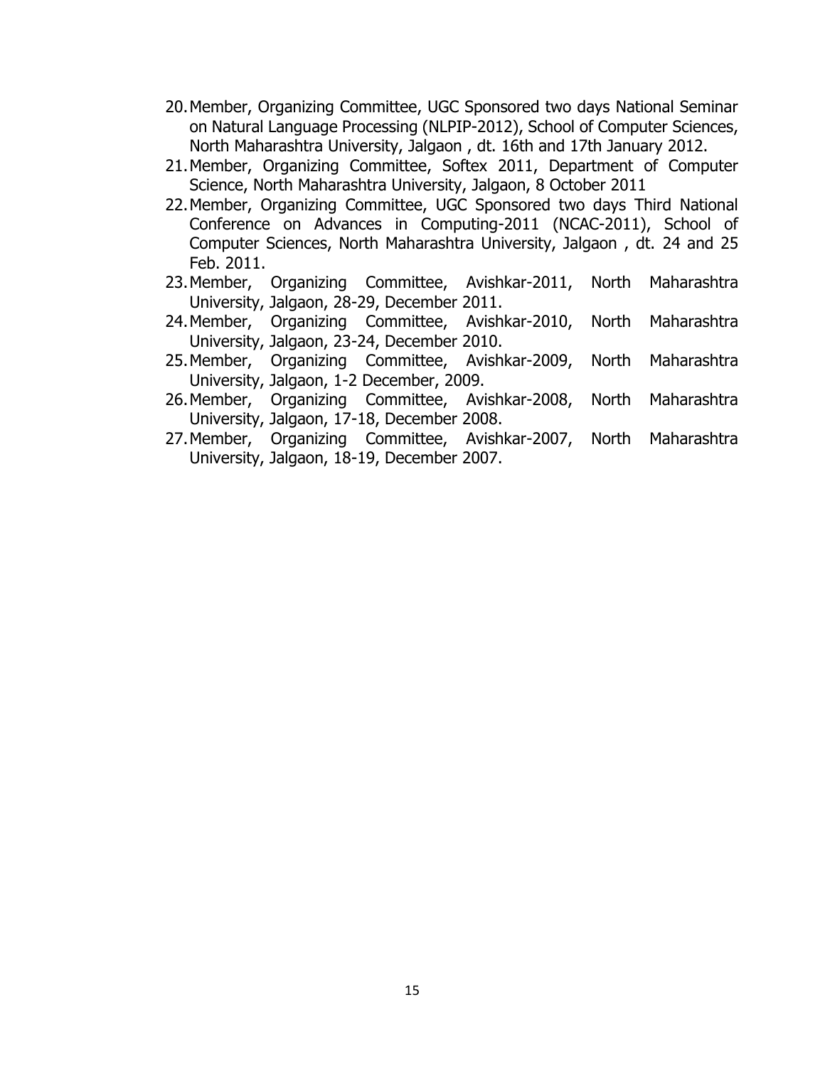20. Member, Organizing Committee, UGC Sponsored two days National Seminar on Natural Language Processing (NLPIP-2012), School of Computer Sciences, North Maharashtra University, Jalgaon , dt. 16th and 17th January 2012.
21. Member, Organizing Committee, Softex 2011, Department of Computer Science, North Maharashtra University, Jalgaon, 8 October 2011
22. Member, Organizing Committee, UGC Sponsored two days Third National Conference on Advances in Computing-2011 (NCAC-2011), School of Computer Sciences, North Maharashtra University, Jalgaon , dt. 24 and 25 Feb. 2011.
23. Member, Organizing Committee, Avishkar-2011, North Maharashtra University, Jalgaon, 28-29, December 2011.
24. Member, Organizing Committee, Avishkar-2010, North Maharashtra University, Jalgaon, 23-24, December 2010.
25. Member, Organizing Committee, Avishkar-2009, North Maharashtra University, Jalgaon, 1-2 December, 2009.
26. Member, Organizing Committee, Avishkar-2008, North Maharashtra University, Jalgaon, 17-18, December 2008.
27. Member, Organizing Committee, Avishkar-2007, North Maharashtra University, Jalgaon, 18-19, December 2007.